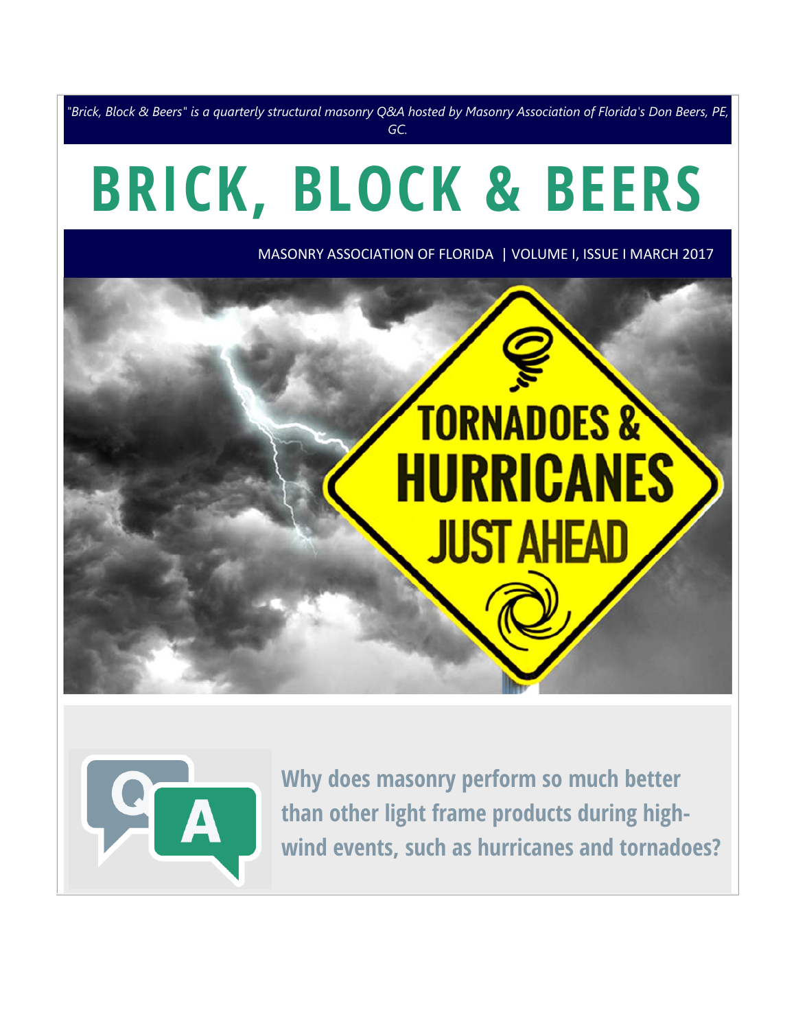*"Brick, Block & Beers" is a quarterly structural masonry Q&A hosted by Masonry Association of Florida's Don Beers, PE, GC.*

# BRICK, BLOCK & BEERS

MASONRY ASSOCIATION OF FLORIDA | VOLUME I, ISSUE I MARCH 2017

## Why does masonry perform so much better than other light frame products during high-wind events, such as hurricanes and tornadoes?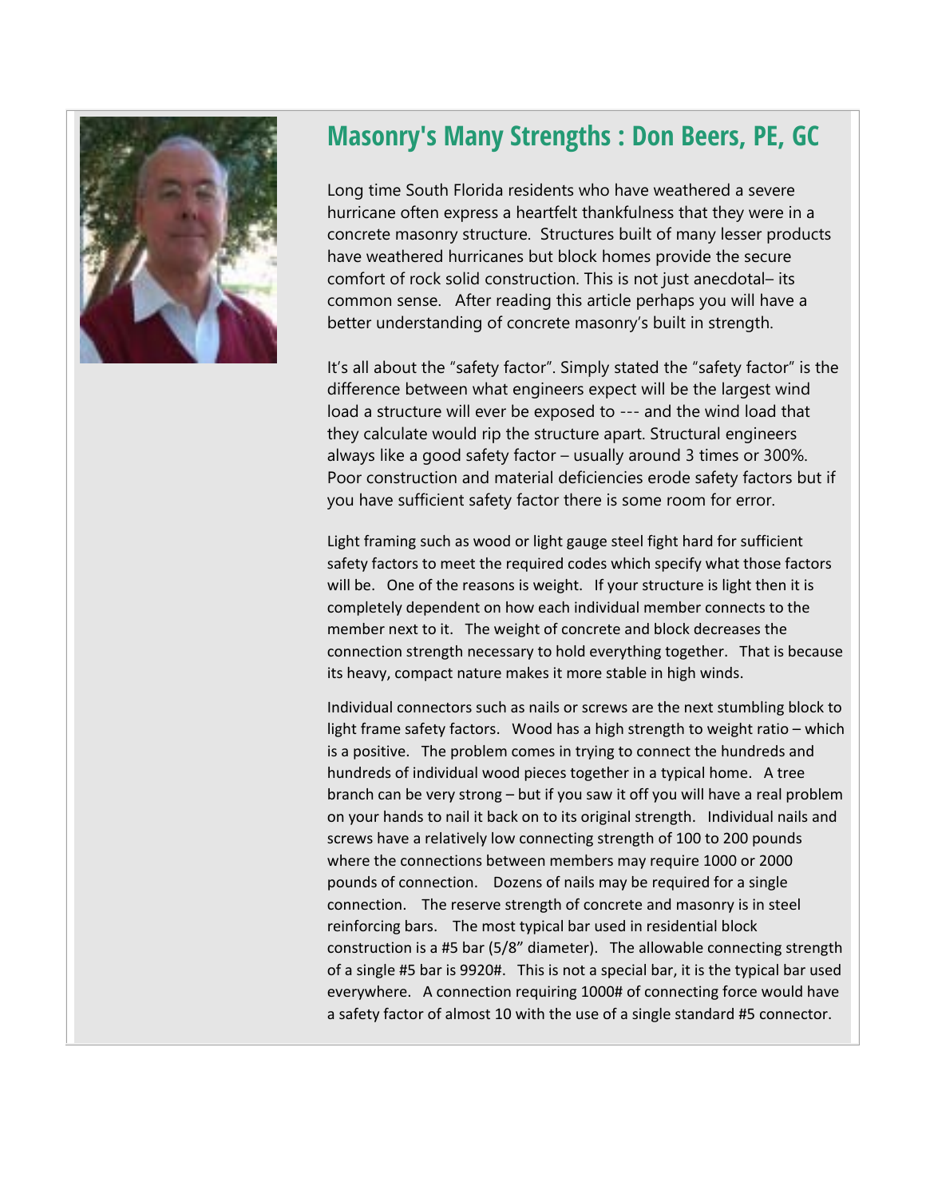## Masonry's Many Strengths : Don Beers, PE, GC

Long time South Florida residents who have weathered a severe hurricane often express a heartfelt thankfulness that they were in a concrete masonry structure. Structures built of many lesser products have weathered hurricanes but block homes provide the secure comfort of rock solid construction. This is not just anecdotal– its common sense. After reading this article perhaps you will have a better understanding of concrete masonry's built in strength.

It's all about the "safety factor". Simply stated the "safety factor" is the difference between what engineers expect will be the largest wind load a structure will ever be exposed to --- and the wind load that they calculate would rip the structure apart. Structural engineers always like a good safety factor – usually around 3 times or 300%. Poor construction and material deficiencies erode safety factors but if you have sufficient safety factor there is some room for error.

Light framing such as wood or light gauge steel fight hard for sufficient safety factors to meet the required codes which specify what those factors will be. One of the reasons is weight. If your structure is light then it is completely dependent on how each individual member connects to the member next to it. The weight of concrete and block decreases the connection strength necessary to hold everything together. That is because its heavy, compact nature makes it more stable in high winds.

Individual connectors such as nails or screws are the next stumbling block to light frame safety factors. Wood has a high strength to weight ratio – which is a positive. The problem comes in trying to connect the hundreds and hundreds of individual wood pieces together in a typical home. A tree branch can be very strong – but if you saw it off you will have a real problem on your hands to nail it back on to its original strength. Individual nails and screws have a relatively low connecting strength of 100 to 200 pounds where the connections between members may require 1000 or 2000 pounds of connection. Dozens of nails may be required for a single connection. The reserve strength of concrete and masonry is in steel reinforcing bars. The most typical bar used in residential block construction is a #5 bar (5/8" diameter). The allowable connecting strength of a single #5 bar is 9920#. This is not a special bar, it is the typical bar used everywhere. A connection requiring 1000# of connecting force would have a safety factor of almost 10 with the use of a single standard #5 connector.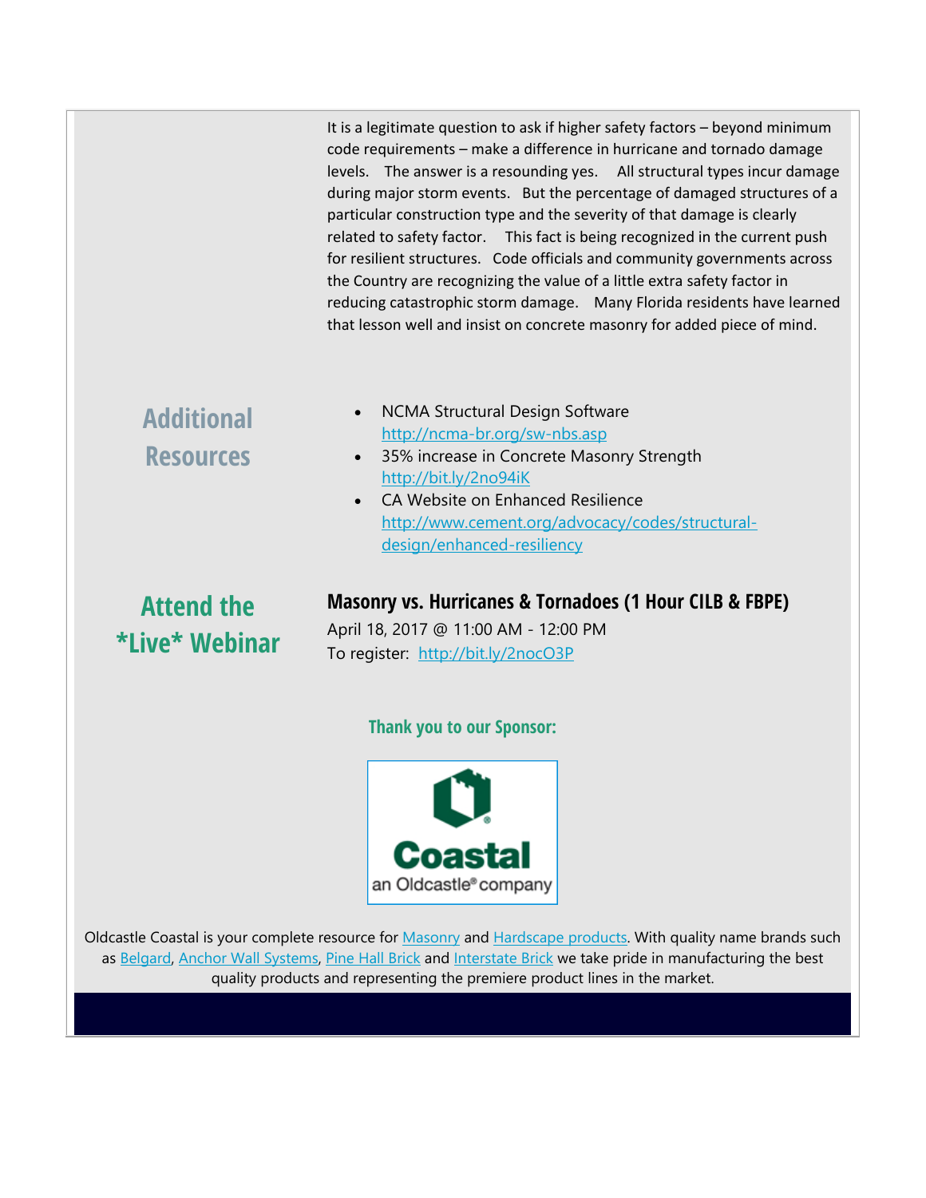It is a legitimate question to ask if higher safety factors – beyond minimum code requirements – make a difference in hurricane and tornado damage levels. The answer is a resounding yes. All structural types incur damage during major storm events. But the percentage of damaged structures of a particular construction type and the severity of that damage is clearly related to safety factor. This fact is being recognized in the current push for resilient structures. Code officials and community governments across the Country are recognizing the value of a little extra safety factor in reducing catastrophic storm damage. Many Florida residents have learned that lesson well and insist on concrete masonry for added piece of mind.

## Additional Resources

- NCMA Structural Design Software
  http://ncma-br.org/sw-nbs.asp
- 35% increase in Concrete Masonry Strength
  http://bit.ly/2no94iK
- CA Website on Enhanced Resilience
  http://www.cement.org/advocacy/codes/structural-design/enhanced-resiliency

## Attend the *Live* Webinar

**Masonry vs. Hurricanes & Tornadoes (1 Hour CILB & FBPE)**

April 18, 2017 @ 11:00 AM - 12:00 PM

To register: http://bit.ly/2nocO3P

**Thank you to our Sponsor:**

Coastal
an Oldcastle® company

Oldcastle Coastal is your complete resource for Masonry and Hardscape products. With quality name brands such as Belgard, Anchor Wall Systems, Pine Hall Brick and Interstate Brick we take pride in manufacturing the best quality products and representing the premiere product lines in the market.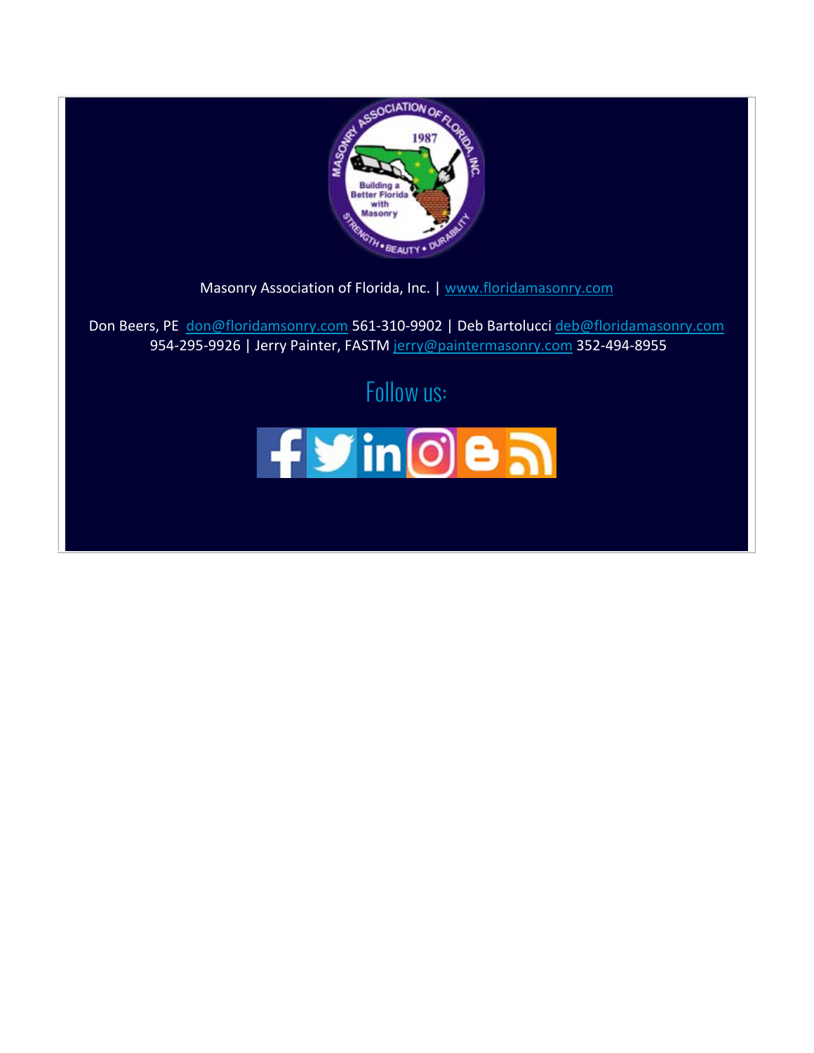Masonry Association of Florida, Inc. | www.floridamasonry.com

Don Beers, PE don@floridamsonry.com 561-310-9902 | Deb Bartolucci deb@floridamasonry.com 954-295-9926 | Jerry Painter, FASTM jerry@paintermasonry.com 352-494-8955

Follow us: